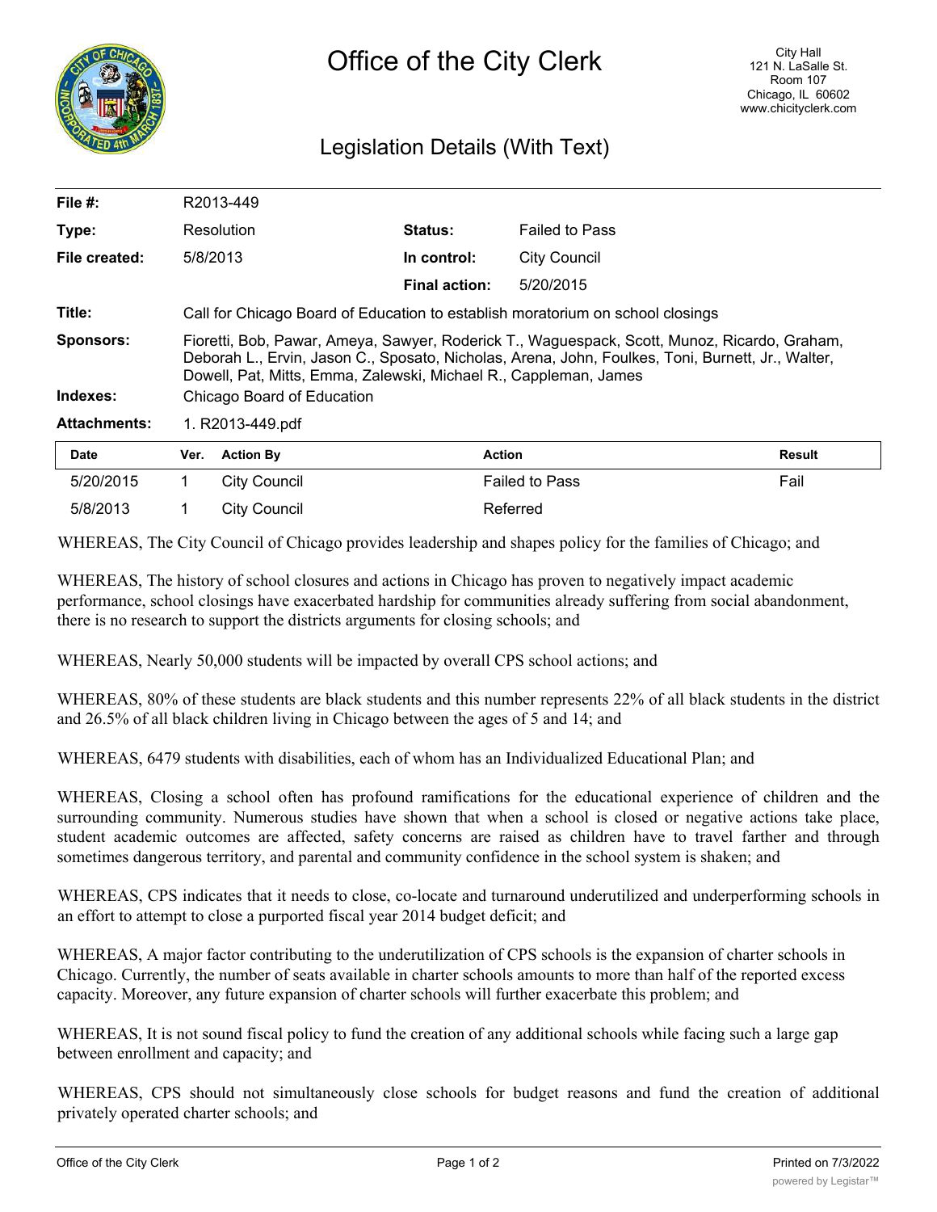# Office of the City Clerk

City Hall
121 N. LaSalle St.
Room 107
Chicago, IL 60602
www.chicityclerk.com

## Legislation Details (With Text)

| | | | |
|---|---|---|---|
| **File #:** | R2013-449 | | |
| **Type:** | Resolution | **Status:** | Failed to Pass |
| **File created:** | 5/8/2013 | **In control:** | City Council |
| | | **Final action:** | 5/20/2015 |

**Title:** Call for Chicago Board of Education to establish moratorium on school closings

**Sponsors:** Fioretti, Bob, Pawar, Ameya, Sawyer, Roderick T., Waguespack, Scott, Munoz, Ricardo, Graham, Deborah L., Ervin, Jason C., Sposato, Nicholas, Arena, John, Foulkes, Toni, Burnett, Jr., Walter, Dowell, Pat, Mitts, Emma, Zalewski, Michael R., Cappleman, James

**Indexes:** Chicago Board of Education

**Attachments:** 1. R2013-449.pdf

| Date | Ver. | Action By | Action | Result |
|---|---|---|---|---|
| 5/20/2015 | 1 | City Council | Failed to Pass | Fail |
| 5/8/2013 | 1 | City Council | Referred | |

WHEREAS, The City Council of Chicago provides leadership and shapes policy for the families of Chicago; and

WHEREAS, The history of school closures and actions in Chicago has proven to negatively impact academic performance, school closings have exacerbated hardship for communities already suffering from social abandonment, there is no research to support the districts arguments for closing schools; and

WHEREAS, Nearly 50,000 students will be impacted by overall CPS school actions; and

WHEREAS, 80% of these students are black students and this number represents 22% of all black students in the district and 26.5% of all black children living in Chicago between the ages of 5 and 14; and

WHEREAS, 6479 students with disabilities, each of whom has an Individualized Educational Plan; and

WHEREAS, Closing a school often has profound ramifications for the educational experience of children and the surrounding community. Numerous studies have shown that when a school is closed or negative actions take place, student academic outcomes are affected, safety concerns are raised as children have to travel farther and through sometimes dangerous territory, and parental and community confidence in the school system is shaken; and

WHEREAS, CPS indicates that it needs to close, co-locate and turnaround underutilized and underperforming schools in an effort to attempt to close a purported fiscal year 2014 budget deficit; and

WHEREAS, A major factor contributing to the underutilization of CPS schools is the expansion of charter schools in Chicago. Currently, the number of seats available in charter schools amounts to more than half of the reported excess capacity. Moreover, any future expansion of charter schools will further exacerbate this problem; and

WHEREAS, It is not sound fiscal policy to fund the creation of any additional schools while facing such a large gap between enrollment and capacity; and

WHEREAS, CPS should not simultaneously close schools for budget reasons and fund the creation of additional privately operated charter schools; and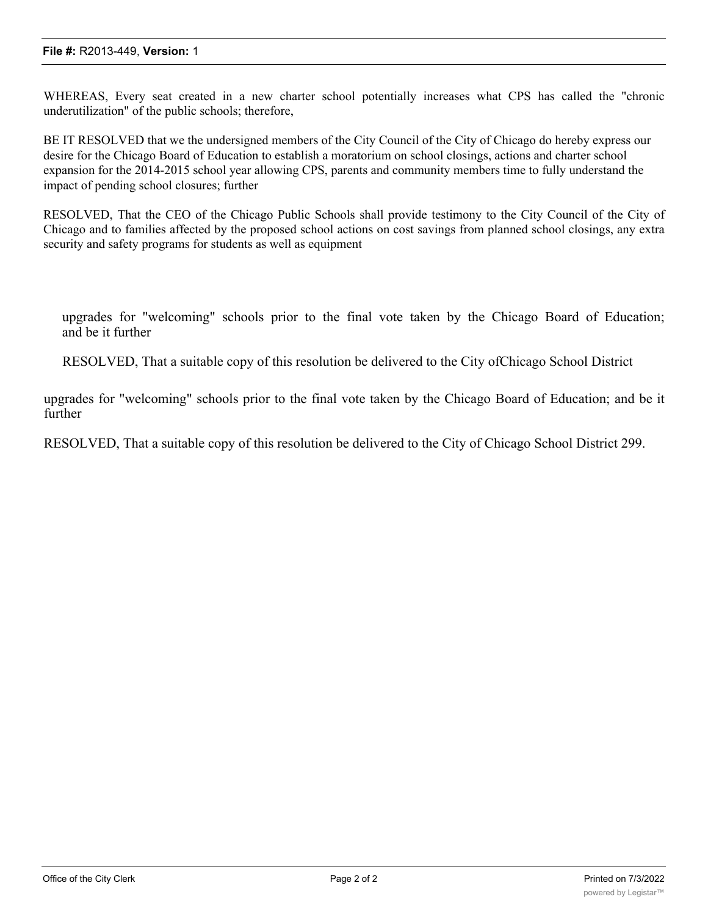WHEREAS, Every seat created in a new charter school potentially increases what CPS has called the "chronic underutilization" of the public schools; therefore,

BE IT RESOLVED that we the undersigned members of the City Council of the City of Chicago do hereby express our desire for the Chicago Board of Education to establish a moratorium on school closings, actions and charter school expansion for the 2014-2015 school year allowing CPS, parents and community members time to fully understand the impact of pending school closures; further

RESOLVED, That the CEO of the Chicago Public Schools shall provide testimony to the City Council of the City of Chicago and to families affected by the proposed school actions on cost savings from planned school closings, any extra security and safety programs for students as well as equipment

upgrades for "welcoming" schools prior to the final vote taken by the Chicago Board of Education; and be it further

RESOLVED, That a suitable copy of this resolution be delivered to the City ofChicago School District

upgrades for "welcoming" schools prior to the final vote taken by the Chicago Board of Education; and be it further

RESOLVED, That a suitable copy of this resolution be delivered to the City of Chicago School District 299.